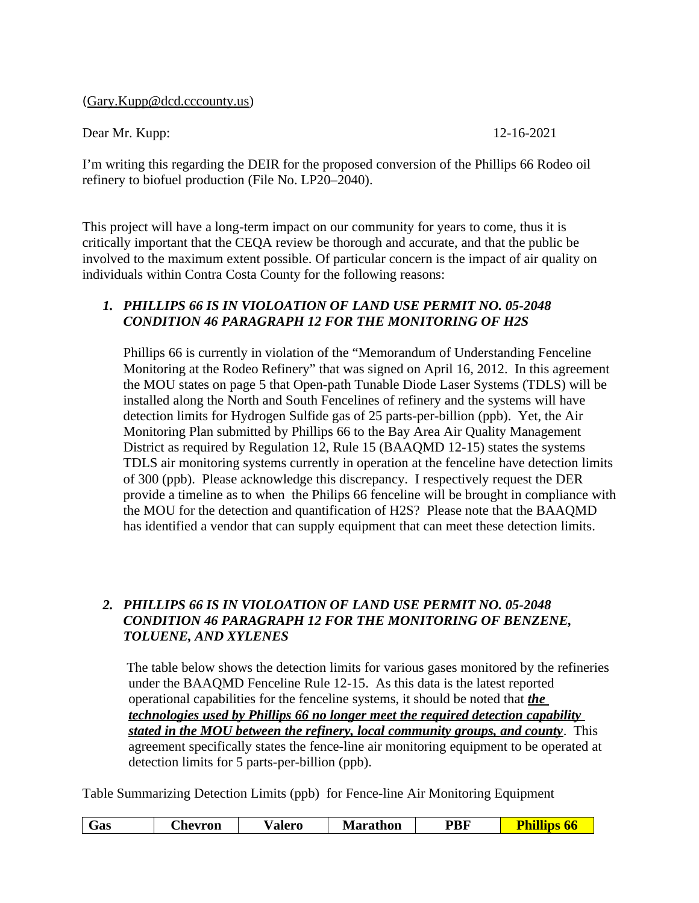(Gary.Kupp@dcd.cccounty.us)

Dear Mr. Kupp: 12-16-2021

I'm writing this regarding the DEIR for the proposed conversion of the Phillips 66 Rodeo oil refinery to biofuel production (File No. LP20–2040).

This project will have a long-term impact on our community for years to come, thus it is critically important that the CEQA review be thorough and accurate, and that the public be involved to the maximum extent possible. Of particular concern is the impact of air quality on individuals within Contra Costa County for the following reasons:

1. ***PHILLIPS 66 IS IN VIOLOATION OF LAND USE PERMIT NO. 05-2048 CONDITION 46 PARAGRAPH 12 FOR THE MONITORING OF H2S***

   Phillips 66 is currently in violation of the "Memorandum of Understanding Fenceline Monitoring at the Rodeo Refinery" that was signed on April 16, 2012. In this agreement the MOU states on page 5 that Open-path Tunable Diode Laser Systems (TDLS) will be installed along the North and South Fencelines of refinery and the systems will have detection limits for Hydrogen Sulfide gas of 25 parts-per-billion (ppb). Yet, the Air Monitoring Plan submitted by Phillips 66 to the Bay Area Air Quality Management District as required by Regulation 12, Rule 15 (BAAQMD 12-15) states the systems TDLS air monitoring systems currently in operation at the fenceline have detection limits of 300 (ppb). Please acknowledge this discrepancy. I respectively request the DER provide a timeline as to when the Philips 66 fenceline will be brought in compliance with the MOU for the detection and quantification of H2S? Please note that the BAAQMD has identified a vendor that can supply equipment that can meet these detection limits.

2. ***PHILLIPS 66 IS IN VIOLOATION OF LAND USE PERMIT NO. 05-2048 CONDITION 46 PARAGRAPH 12 FOR THE MONITORING OF BENZENE, TOLUENE, AND XYLENES***

   The table below shows the detection limits for various gases monitored by the refineries under the BAAQMD Fenceline Rule 12-15. As this data is the latest reported operational capabilities for the fenceline systems, it should be noted that ***the technologies used by Phillips 66 no longer meet the required detection capability stated in the MOU between the refinery, local community groups, and county***. This agreement specifically states the fence-line air monitoring equipment to be operated at detection limits for 5 parts-per-billion (ppb).

Table Summarizing Detection Limits (ppb) for Fence-line Air Monitoring Equipment

| Gas | Chevron | Valero | Marathon | PBF | Phillips 66 |
|---|---|---|---|---|---|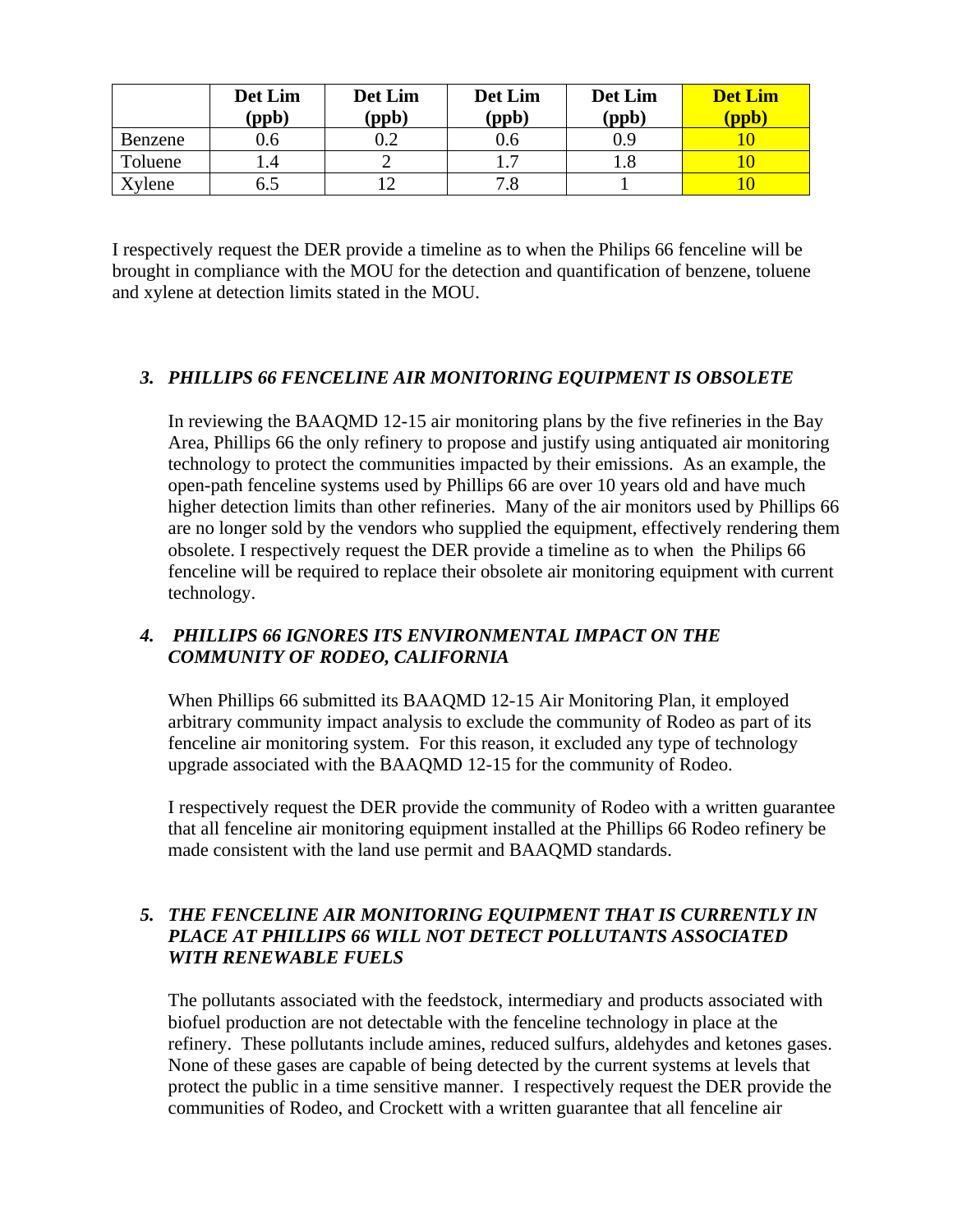| | Det Lim (ppb) | Det Lim (ppb) | Det Lim (ppb) | Det Lim (ppb) | Det Lim (ppb) |
|---|---|---|---|---|---|
| Benzene | 0.6 | 0.2 | 0.6 | 0.9 | 10 |
| Toluene | 1.4 | 2 | 1.7 | 1.8 | 10 |
| Xylene | 6.5 | 12 | 7.8 | 1 | 10 |

I respectively request the DER provide a timeline as to when the Philips 66 fenceline will be brought in compliance with the MOU for the detection and quantification of benzene, toluene and xylene at detection limits stated in the MOU.

### *3. PHILLIPS 66 FENCELINE AIR MONITORING EQUIPMENT IS OBSOLETE*

In reviewing the BAAQMD 12-15 air monitoring plans by the five refineries in the Bay Area, Phillips 66 the only refinery to propose and justify using antiquated air monitoring technology to protect the communities impacted by their emissions. As an example, the open-path fenceline systems used by Phillips 66 are over 10 years old and have much higher detection limits than other refineries. Many of the air monitors used by Phillips 66 are no longer sold by the vendors who supplied the equipment, effectively rendering them obsolete. I respectively request the DER provide a timeline as to when the Philips 66 fenceline will be required to replace their obsolete air monitoring equipment with current technology.

### *4. PHILLIPS 66 IGNORES ITS ENVIRONMENTAL IMPACT ON THE COMMUNITY OF RODEO, CALIFORNIA*

When Phillips 66 submitted its BAAQMD 12-15 Air Monitoring Plan, it employed arbitrary community impact analysis to exclude the community of Rodeo as part of its fenceline air monitoring system. For this reason, it excluded any type of technology upgrade associated with the BAAQMD 12-15 for the community of Rodeo.

I respectively request the DER provide the community of Rodeo with a written guarantee that all fenceline air monitoring equipment installed at the Phillips 66 Rodeo refinery be made consistent with the land use permit and BAAQMD standards.

### *5. THE FENCELINE AIR MONITORING EQUIPMENT THAT IS CURRENTLY IN PLACE AT PHILLIPS 66 WILL NOT DETECT POLLUTANTS ASSOCIATED WITH RENEWABLE FUELS*

The pollutants associated with the feedstock, intermediary and products associated with biofuel production are not detectable with the fenceline technology in place at the refinery. These pollutants include amines, reduced sulfurs, aldehydes and ketones gases. None of these gases are capable of being detected by the current systems at levels that protect the public in a time sensitive manner. I respectively request the DER provide the communities of Rodeo, and Crockett with a written guarantee that all fenceline air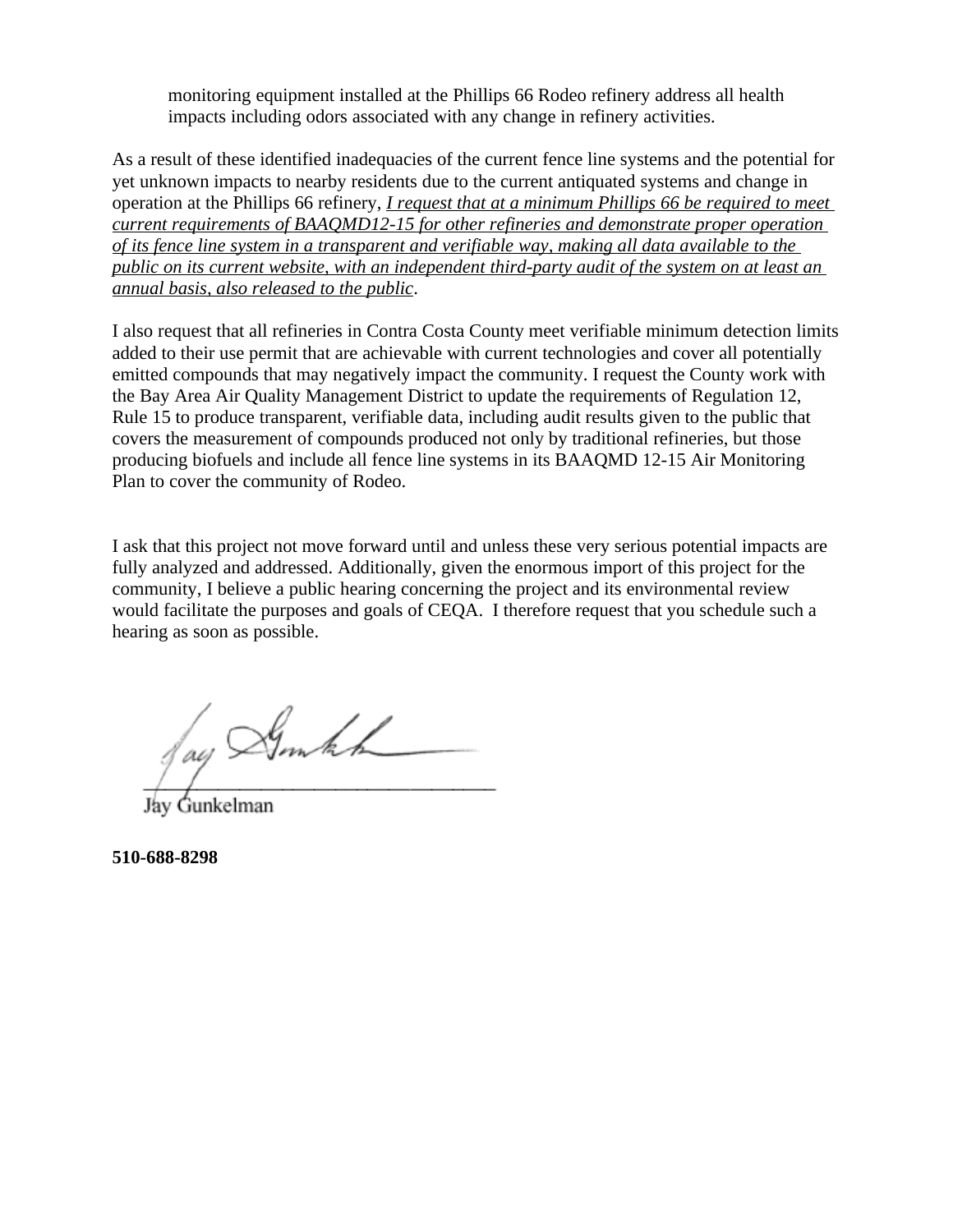monitoring equipment installed at the Phillips 66 Rodeo refinery address all health impacts including odors associated with any change in refinery activities.

As a result of these identified inadequacies of the current fence line systems and the potential for yet unknown impacts to nearby residents due to the current antiquated systems and change in operation at the Phillips 66 refinery, ***I request that at a minimum Phillips 66 be required to meet current requirements of BAAQMD12-15 for other refineries and demonstrate proper operation of its fence line system in a transparent and verifiable way, making all data available to the public on its current website, with an independent third-party audit of the system on at least an annual basis, also released to the public***.

I also request that all refineries in Contra Costa County meet verifiable minimum detection limits added to their use permit that are achievable with current technologies and cover all potentially emitted compounds that may negatively impact the community. I request the County work with the Bay Area Air Quality Management District to update the requirements of Regulation 12, Rule 15 to produce transparent, verifiable data, including audit results given to the public that covers the measurement of compounds produced not only by traditional refineries, but those producing biofuels and include all fence line systems in its BAAQMD 12-15 Air Monitoring Plan to cover the community of Rodeo.

I ask that this project not move forward until and unless these very serious potential impacts are fully analyzed and addressed. Additionally, given the enormous import of this project for the community, I believe a public hearing concerning the project and its environmental review would facilitate the purposes and goals of CEQA. I therefore request that you schedule such a hearing as soon as possible.

Jay Gunkelman

**510-688-8298**